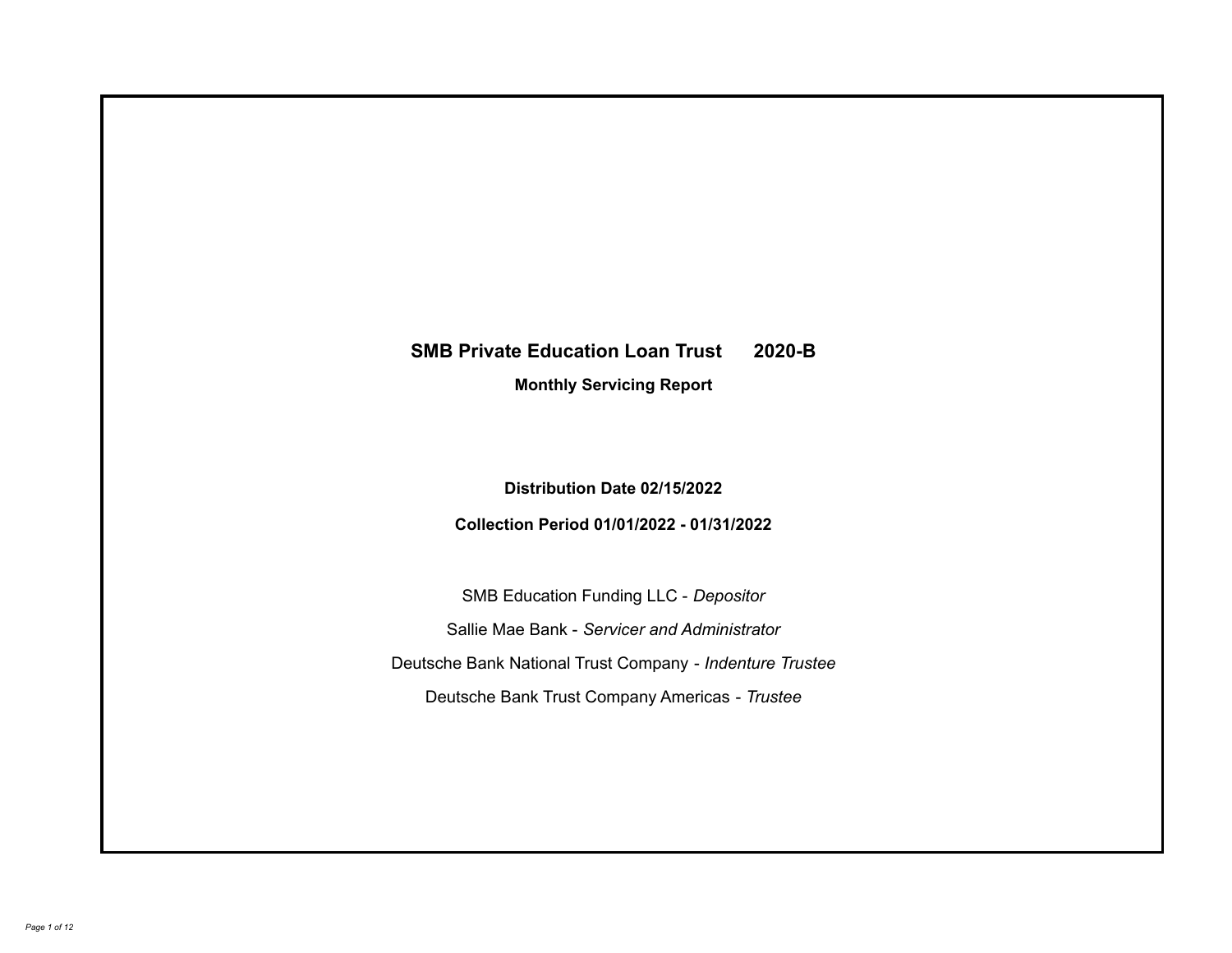# SMB Private Education Loan Trust 2020-B

**Monthly Servicing Report**

**Distribution Date 02/15/2022**

**Collection Period 01/01/2022 - 01/31/2022**

SMB Education Funding LLC - *Depositor*

Sallie Mae Bank - *Servicer and Administrator*

Deutsche Bank National Trust Company - *Indenture Trustee*

Deutsche Bank Trust Company Americas - *Trustee*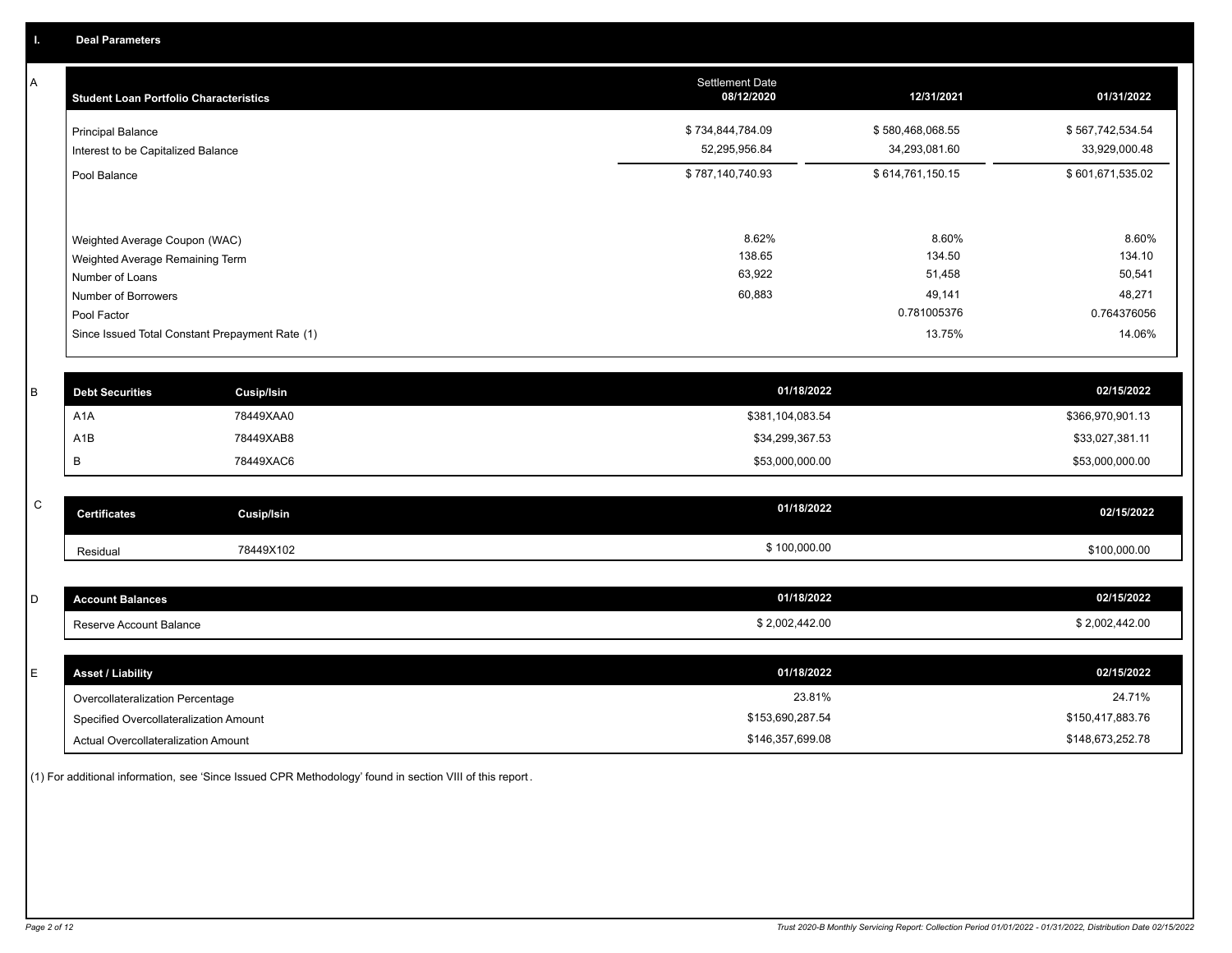## I. Deal Parameters

### A

| Student Loan Portfolio Characteristics | Settlement Date 08/12/2020 | 12/31/2021 | 01/31/2022 |
|---|---|---|---|
| Principal Balance | $ 734,844,784.09 | $ 580,468,068.55 | $ 567,742,534.54 |
| Interest to be Capitalized Balance | 52,295,956.84 | 34,293,081.60 | 33,929,000.48 |
| Pool Balance | $ 787,140,740.93 | $ 614,761,150.15 | $ 601,671,535.02 |
| Weighted Average Coupon (WAC) | 8.62% | 8.60% | 8.60% |
| Weighted Average Remaining Term | 138.65 | 134.50 | 134.10 |
| Number of Loans | 63,922 | 51,458 | 50,541 |
| Number of Borrowers | 60,883 | 49,141 | 48,271 |
| Pool Factor | | 0.781005376 | 0.764376056 |
| Since Issued Total Constant Prepayment Rate (1) | | 13.75% | 14.06% |

### B

| Debt Securities | Cusip/Isin | 01/18/2022 | 02/15/2022 |
|---|---|---|---|
| A1A | 78449XAA0 | $381,104,083.54 | $366,970,901.13 |
| A1B | 78449XAB8 | $34,299,367.53 | $33,027,381.11 |
| B | 78449XAC6 | $53,000,000.00 | $53,000,000.00 |

### C

| Certificates | Cusip/Isin | 01/18/2022 | 02/15/2022 |
|---|---|---|---|
| Residual | 78449X102 | $ 100,000.00 | $100,000.00 |

### D

| Account Balances | 01/18/2022 | 02/15/2022 |
|---|---|---|
| Reserve Account Balance | $ 2,002,442.00 | $ 2,002,442.00 |

### E

| Asset / Liability | 01/18/2022 | 02/15/2022 |
|---|---|---|
| Overcollateralization Percentage | 23.81% | 24.71% |
| Specified Overcollateralization Amount | $153,690,287.54 | $150,417,883.76 |
| Actual Overcollateralization Amount | $146,357,699.08 | $148,673,252.78 |

(1) For additional information, see 'Since Issued CPR Methodology' found in section VIII of this report.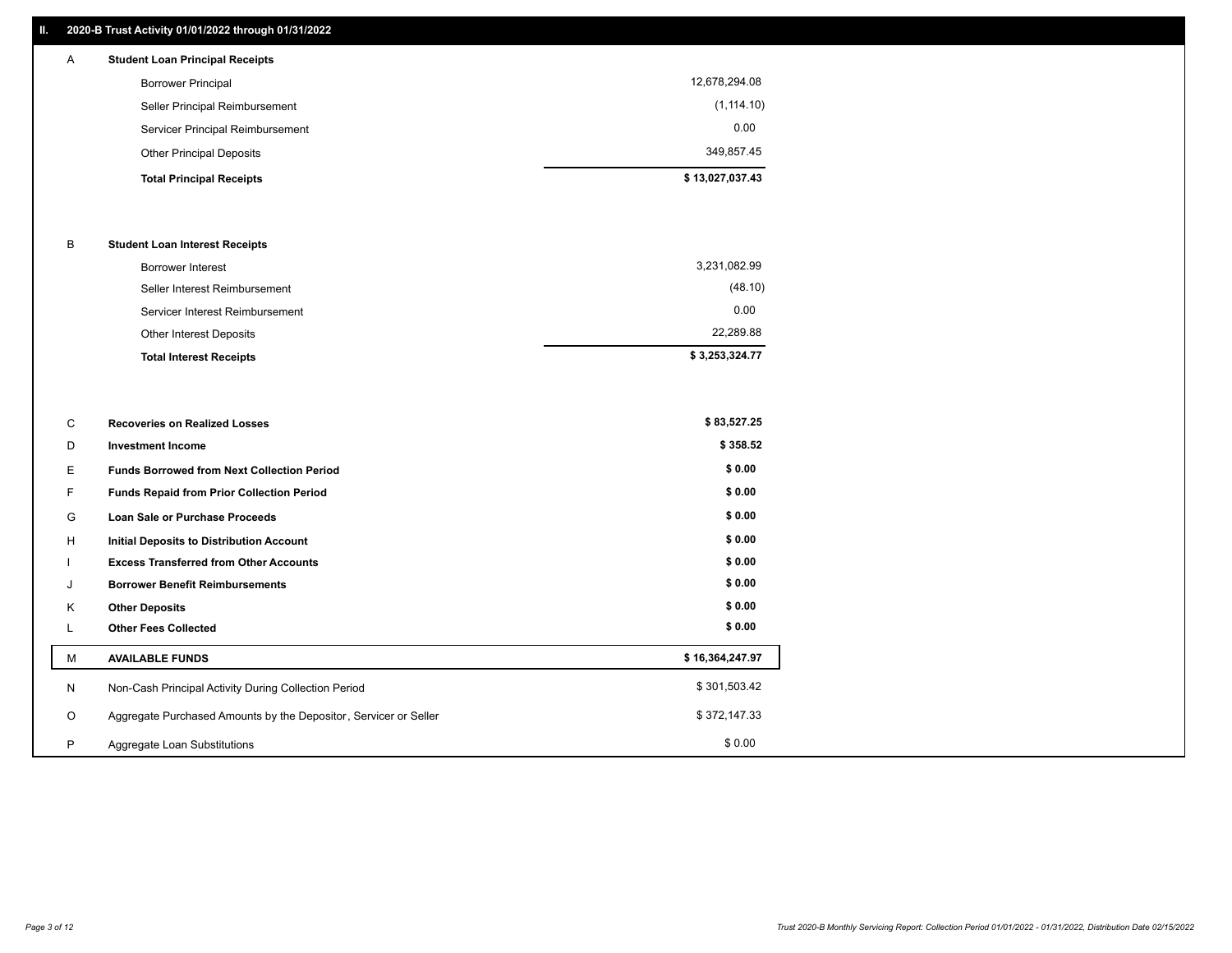## II. 2020-B Trust Activity 01/01/2022 through 01/31/2022

| | | |
|---|---|---|
| A | **Student Loan Principal Receipts** | |
| | Borrower Principal | 12,678,294.08 |
| | Seller Principal Reimbursement | (1,114.10) |
| | Servicer Principal Reimbursement | 0.00 |
| | Other Principal Deposits | 349,857.45 |
| | **Total Principal Receipts** | **$ 13,027,037.43** |
| B | **Student Loan Interest Receipts** | |
| | Borrower Interest | 3,231,082.99 |
| | Seller Interest Reimbursement | (48.10) |
| | Servicer Interest Reimbursement | 0.00 |
| | Other Interest Deposits | 22,289.88 |
| | **Total Interest Receipts** | **$ 3,253,324.77** |
| C | **Recoveries on Realized Losses** | **$ 83,527.25** |
| D | **Investment Income** | **$ 358.52** |
| E | **Funds Borrowed from Next Collection Period** | **$ 0.00** |
| F | **Funds Repaid from Prior Collection Period** | **$ 0.00** |
| G | **Loan Sale or Purchase Proceeds** | **$ 0.00** |
| H | **Initial Deposits to Distribution Account** | **$ 0.00** |
| I | **Excess Transferred from Other Accounts** | **$ 0.00** |
| J | **Borrower Benefit Reimbursements** | **$ 0.00** |
| K | **Other Deposits** | **$ 0.00** |
| L | **Other Fees Collected** | **$ 0.00** |
| M | **AVAILABLE FUNDS** | **$ 16,364,247.97** |
| N | Non-Cash Principal Activity During Collection Period | $ 301,503.42 |
| O | Aggregate Purchased Amounts by the Depositor, Servicer or Seller | $ 372,147.33 |
| P | Aggregate Loan Substitutions | $ 0.00 |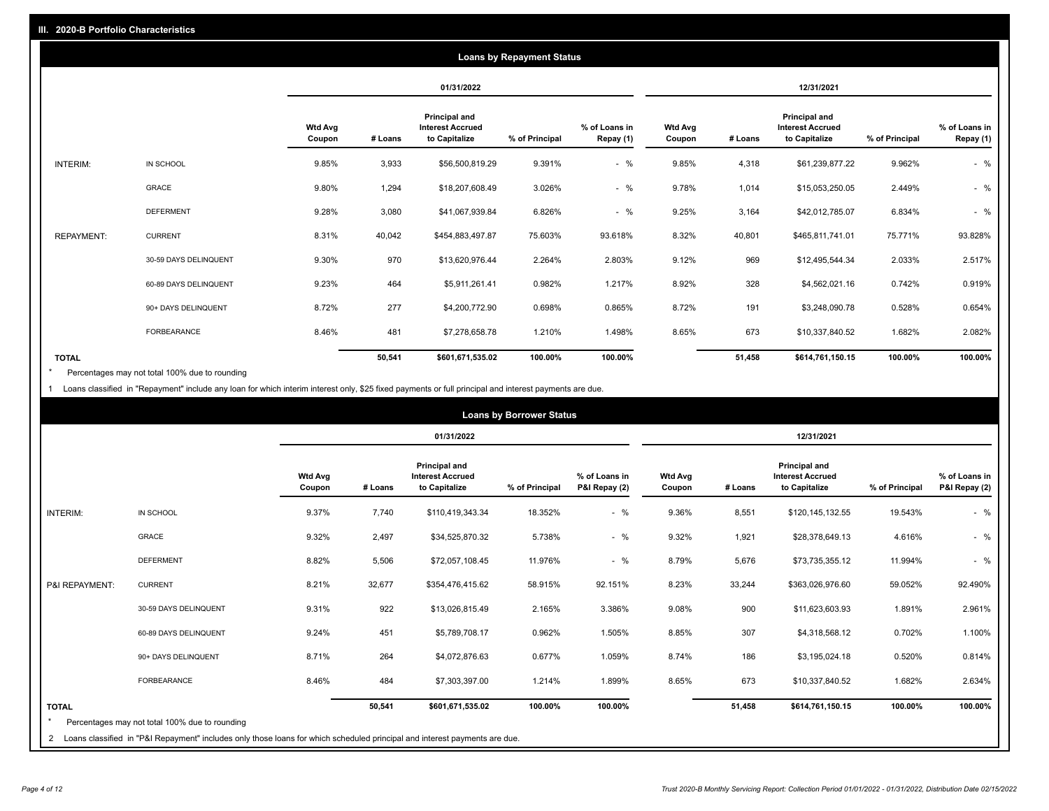## III. 2020-B Portfolio Characteristics

### Loans by Repayment Status

| | | 01/31/2022 | | | | | 12/31/2021 | | | | |
|---|---|---|---|---|---|---|---|---|---|---|---|
| | | Wtd Avg Coupon | # Loans | Principal and Interest Accrued to Capitalize | % of Principal | % of Loans in Repay (1) | Wtd Avg Coupon | # Loans | Principal and Interest Accrued to Capitalize | % of Principal | % of Loans in Repay (1) |
| INTERIM: | IN SCHOOL | 9.85% | 3,933 | $56,500,819.29 | 9.391% | - % | 9.85% | 4,318 | $61,239,877.22 | 9.962% | - % |
| | GRACE | 9.80% | 1,294 | $18,207,608.49 | 3.026% | - % | 9.78% | 1,014 | $15,053,250.05 | 2.449% | - % |
| | DEFERMENT | 9.28% | 3,080 | $41,067,939.84 | 6.826% | - % | 9.25% | 3,164 | $42,012,785.07 | 6.834% | - % |
| REPAYMENT: | CURRENT | 8.31% | 40,042 | $454,883,497.87 | 75.603% | 93.618% | 8.32% | 40,801 | $465,811,741.01 | 75.771% | 93.828% |
| | 30-59 DAYS DELINQUENT | 9.30% | 970 | $13,620,976.44 | 2.264% | 2.803% | 9.12% | 969 | $12,495,544.34 | 2.033% | 2.517% |
| | 60-89 DAYS DELINQUENT | 9.23% | 464 | $5,911,261.41 | 0.982% | 1.217% | 8.92% | 328 | $4,562,021.16 | 0.742% | 0.919% |
| | 90+ DAYS DELINQUENT | 8.72% | 277 | $4,200,772.90 | 0.698% | 0.865% | 8.72% | 191 | $3,248,090.78 | 0.528% | 0.654% |
| | FORBEARANCE | 8.46% | 481 | $7,278,658.78 | 1.210% | 1.498% | 8.65% | 673 | $10,337,840.52 | 1.682% | 2.082% |
| TOTAL | | | 50,541 | $601,671,535.02 | 100.00% | 100.00% | | 51,458 | $614,761,150.15 | 100.00% | 100.00% |

* Percentages may not total 100% due to rounding

1 Loans classified in "Repayment" include any loan for which interim interest only, $25 fixed payments or full principal and interest payments are due.

### Loans by Borrower Status

| | | 01/31/2022 | | | | | 12/31/2021 | | | | |
|---|---|---|---|---|---|---|---|---|---|---|---|
| | | Wtd Avg Coupon | # Loans | Principal and Interest Accrued to Capitalize | % of Principal | % of Loans in P&I Repay (2) | Wtd Avg Coupon | # Loans | Principal and Interest Accrued to Capitalize | % of Principal | % of Loans in P&I Repay (2) |
| INTERIM: | IN SCHOOL | 9.37% | 7,740 | $110,419,343.34 | 18.352% | - % | 9.36% | 8,551 | $120,145,132.55 | 19.543% | - % |
| | GRACE | 9.32% | 2,497 | $34,525,870.32 | 5.738% | - % | 9.32% | 1,921 | $28,378,649.13 | 4.616% | - % |
| | DEFERMENT | 8.82% | 5,506 | $72,057,108.45 | 11.976% | - % | 8.79% | 5,676 | $73,735,355.12 | 11.994% | - % |
| P&I REPAYMENT: | CURRENT | 8.21% | 32,677 | $354,476,415.62 | 58.915% | 92.151% | 8.23% | 33,244 | $363,026,976.60 | 59.052% | 92.490% |
| | 30-59 DAYS DELINQUENT | 9.31% | 922 | $13,026,815.49 | 2.165% | 3.386% | 9.08% | 900 | $11,623,603.93 | 1.891% | 2.961% |
| | 60-89 DAYS DELINQUENT | 9.24% | 451 | $5,789,708.17 | 0.962% | 1.505% | 8.85% | 307 | $4,318,568.12 | 0.702% | 1.100% |
| | 90+ DAYS DELINQUENT | 8.71% | 264 | $4,072,876.63 | 0.677% | 1.059% | 8.74% | 186 | $3,195,024.18 | 0.520% | 0.814% |
| | FORBEARANCE | 8.46% | 484 | $7,303,397.00 | 1.214% | 1.899% | 8.65% | 673 | $10,337,840.52 | 1.682% | 2.634% |
| TOTAL | | | 50,541 | $601,671,535.02 | 100.00% | 100.00% | | 51,458 | $614,761,150.15 | 100.00% | 100.00% |

* Percentages may not total 100% due to rounding

2 Loans classified in "P&I Repayment" includes only those loans for which scheduled principal and interest payments are due.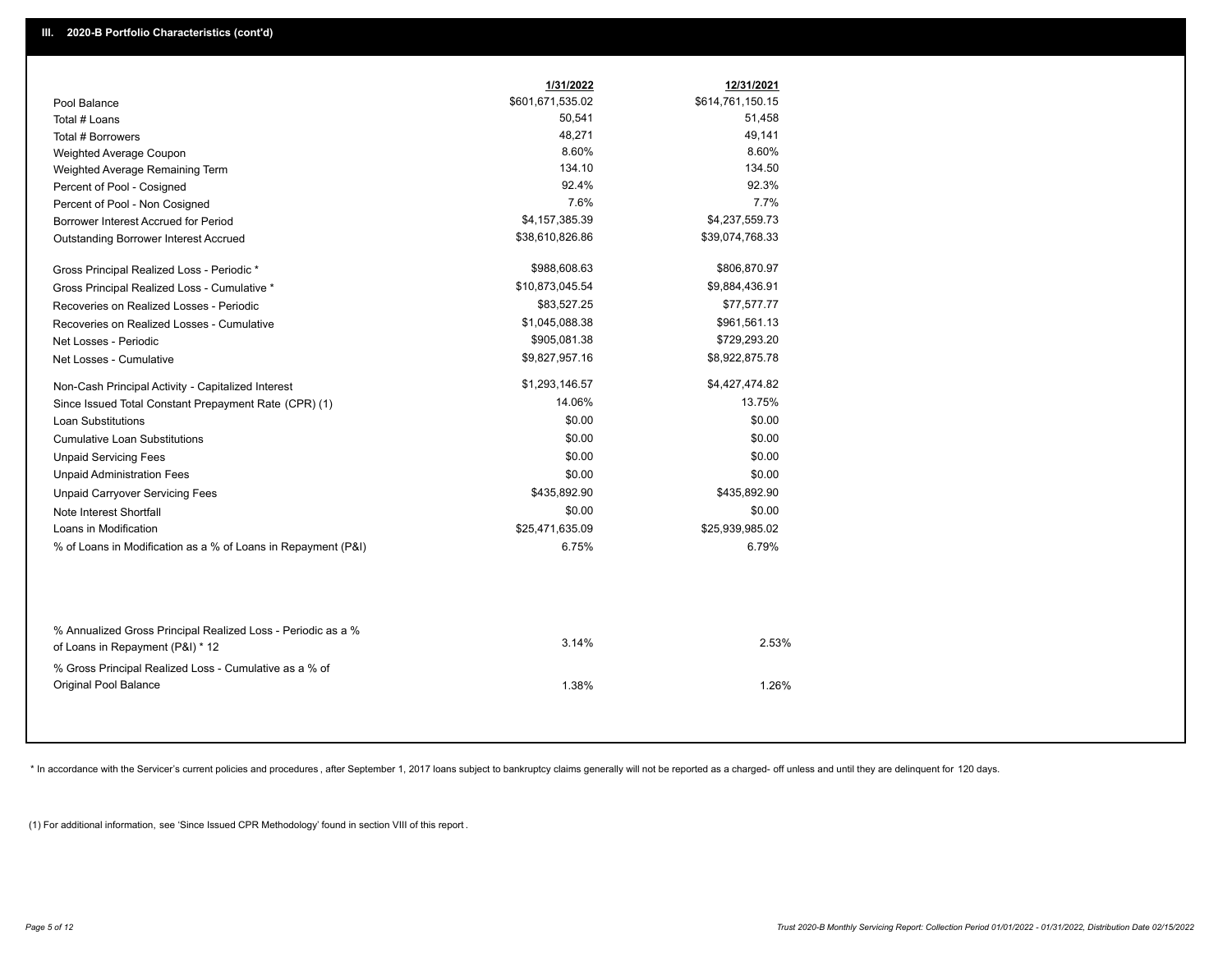## III. 2020-B Portfolio Characteristics (cont'd)

| | 1/31/2022 | 12/31/2021 |
|---|---|---|
| Pool Balance | $601,671,535.02 | $614,761,150.15 |
| Total # Loans | 50,541 | 51,458 |
| Total # Borrowers | 48,271 | 49,141 |
| Weighted Average Coupon | 8.60% | 8.60% |
| Weighted Average Remaining Term | 134.10 | 134.50 |
| Percent of Pool - Cosigned | 92.4% | 92.3% |
| Percent of Pool - Non Cosigned | 7.6% | 7.7% |
| Borrower Interest Accrued for Period | $4,157,385.39 | $4,237,559.73 |
| Outstanding Borrower Interest Accrued | $38,610,826.86 | $39,074,768.33 |
| Gross Principal Realized Loss - Periodic * | $988,608.63 | $806,870.97 |
| Gross Principal Realized Loss - Cumulative * | $10,873,045.54 | $9,884,436.91 |
| Recoveries on Realized Losses - Periodic | $83,527.25 | $77,577.77 |
| Recoveries on Realized Losses - Cumulative | $1,045,088.38 | $961,561.13 |
| Net Losses - Periodic | $905,081.38 | $729,293.20 |
| Net Losses - Cumulative | $9,827,957.16 | $8,922,875.78 |
| Non-Cash Principal Activity - Capitalized Interest | $1,293,146.57 | $4,427,474.82 |
| Since Issued Total Constant Prepayment Rate (CPR) (1) | 14.06% | 13.75% |
| Loan Substitutions | $0.00 | $0.00 |
| Cumulative Loan Substitutions | $0.00 | $0.00 |
| Unpaid Servicing Fees | $0.00 | $0.00 |
| Unpaid Administration Fees | $0.00 | $0.00 |
| Unpaid Carryover Servicing Fees | $435,892.90 | $435,892.90 |
| Note Interest Shortfall | $0.00 | $0.00 |
| Loans in Modification | $25,471,635.09 | $25,939,985.02 |
| % of Loans in Modification as a % of Loans in Repayment (P&I) | 6.75% | 6.79% |
| % Annualized Gross Principal Realized Loss - Periodic as a % of Loans in Repayment (P&I) * 12 | 3.14% | 2.53% |
| % Gross Principal Realized Loss - Cumulative as a % of Original Pool Balance | 1.38% | 1.26% |

* In accordance with the Servicer's current policies and procedures, after September 1, 2017 loans subject to bankruptcy claims generally will not be reported as a charged- off unless and until they are delinquent for 120 days.

(1) For additional information, see 'Since Issued CPR Methodology' found in section VIII of this report .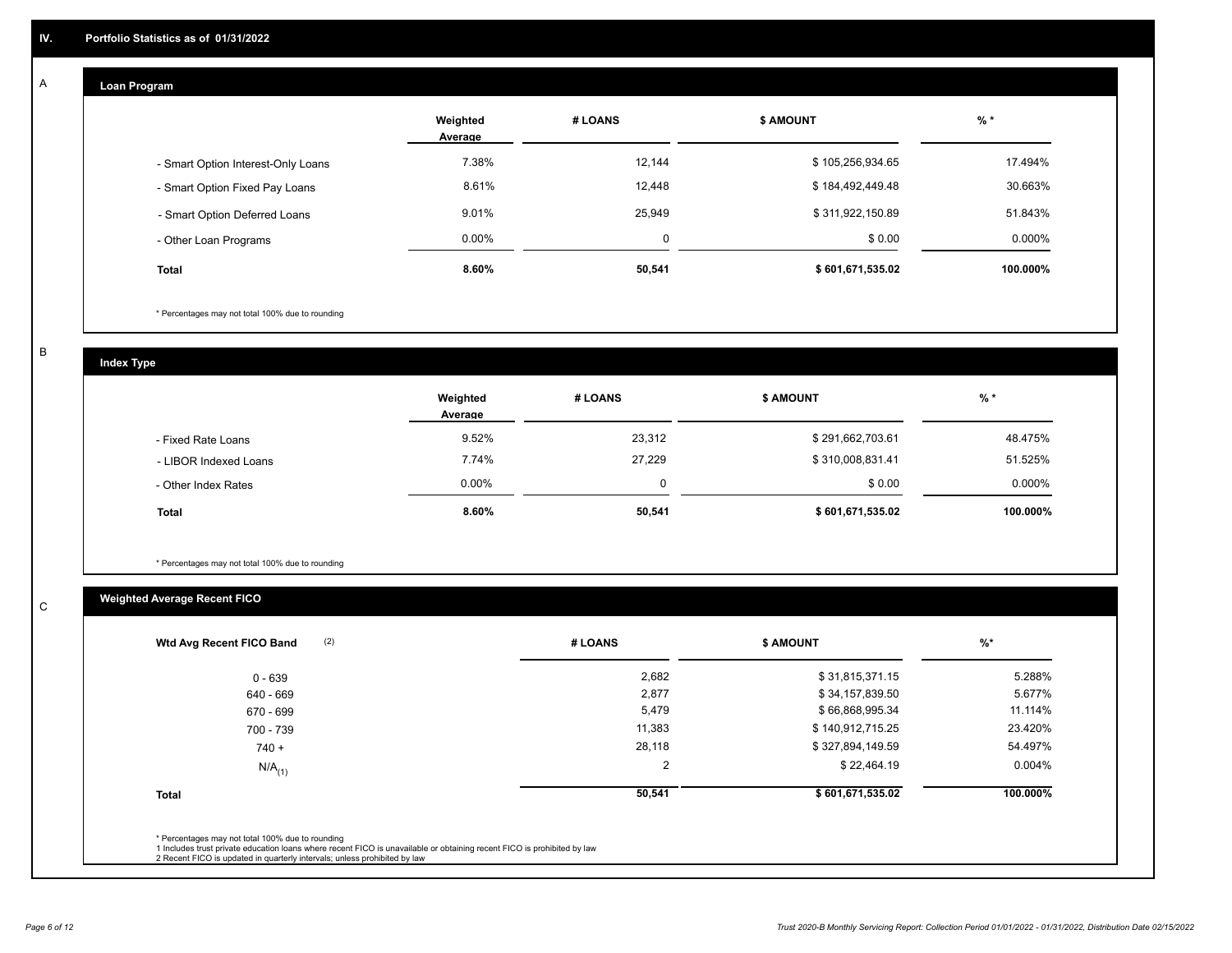## IV. Portfolio Statistics as of 01/31/2022

### A. Loan Program

| | Weighted Average | # LOANS | $ AMOUNT | % * |
|---|---|---|---|---|
| - Smart Option Interest-Only Loans | 7.38% | 12,144 | $ 105,256,934.65 | 17.494% |
| - Smart Option Fixed Pay Loans | 8.61% | 12,448 | $ 184,492,449.48 | 30.663% |
| - Smart Option Deferred Loans | 9.01% | 25,949 | $ 311,922,150.89 | 51.843% |
| - Other Loan Programs | 0.00% | 0 | $ 0.00 | 0.000% |
| **Total** | **8.60%** | **50,541** | **$ 601,671,535.02** | **100.000%** |

\* Percentages may not total 100% due to rounding

### B. Index Type

| | Weighted Average | # LOANS | $ AMOUNT | % * |
|---|---|---|---|---|
| - Fixed Rate Loans | 9.52% | 23,312 | $ 291,662,703.61 | 48.475% |
| - LIBOR Indexed Loans | 7.74% | 27,229 | $ 310,008,831.41 | 51.525% |
| - Other Index Rates | 0.00% | 0 | $ 0.00 | 0.000% |
| **Total** | **8.60%** | **50,541** | **$ 601,671,535.02** | **100.000%** |

\* Percentages may not total 100% due to rounding

### C. Weighted Average Recent FICO

| Wtd Avg Recent FICO Band (2) | # LOANS | $ AMOUNT | %* |
|---|---|---|---|
| 0 - 639 | 2,682 | $ 31,815,371.15 | 5.288% |
| 640 - 669 | 2,877 | $ 34,157,839.50 | 5.677% |
| 670 - 699 | 5,479 | $ 66,868,995.34 | 11.114% |
| 700 - 739 | 11,383 | $ 140,912,715.25 | 23.420% |
| 740 + | 28,118 | $ 327,894,149.59 | 54.497% |
| N/A (1) | 2 | $ 22,464.19 | 0.004% |
| **Total** | **50,541** | **$ 601,671,535.02** | **100.000%** |

\* Percentages may not total 100% due to rounding
1 Includes trust private education loans where recent FICO is unavailable or obtaining recent FICO is prohibited by law
2 Recent FICO is updated in quarterly intervals; unless prohibited by law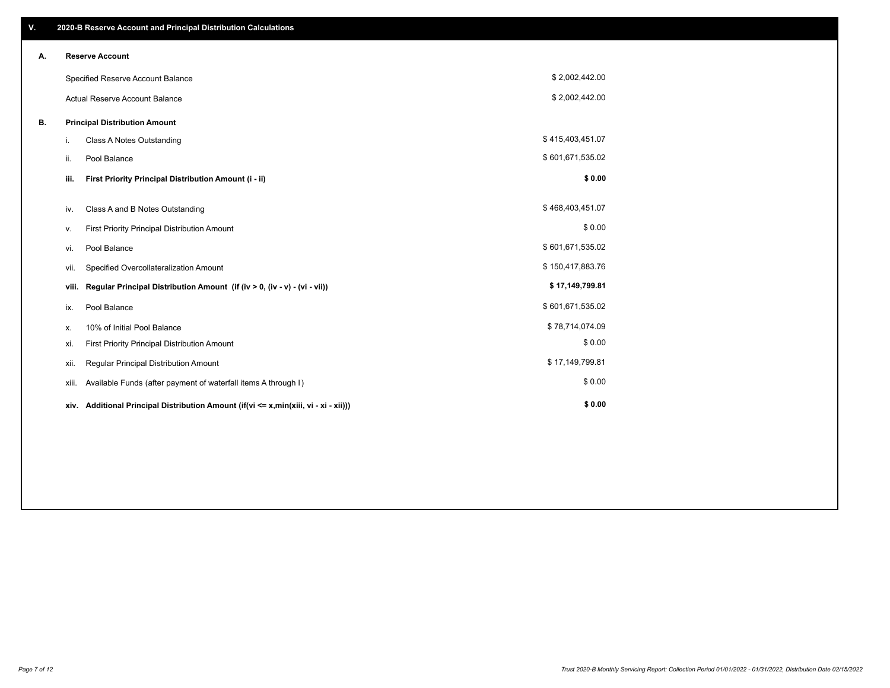## V. 2020-B Reserve Account and Principal Distribution Calculations

### A. Reserve Account

| | |
|---|---|
| Specified Reserve Account Balance | $ 2,002,442.00 |
| Actual Reserve Account Balance | $ 2,002,442.00 |

### B. Principal Distribution Amount

| | | |
|---|---|---|
| i. | Class A Notes Outstanding | $ 415,403,451.07 |
| ii. | Pool Balance | $ 601,671,535.02 |
| **iii.** | **First Priority Principal Distribution Amount (i - ii)** | **$ 0.00** |
| iv. | Class A and B Notes Outstanding | $ 468,403,451.07 |
| v. | First Priority Principal Distribution Amount | $ 0.00 |
| vi. | Pool Balance | $ 601,671,535.02 |
| vii. | Specified Overcollateralization Amount | $ 150,417,883.76 |
| **viii.** | **Regular Principal Distribution Amount (if (iv > 0, (iv - v) - (vi - vii))** | **$ 17,149,799.81** |
| ix. | Pool Balance | $ 601,671,535.02 |
| x. | 10% of Initial Pool Balance | $ 78,714,074.09 |
| xi. | First Priority Principal Distribution Amount | $ 0.00 |
| xii. | Regular Principal Distribution Amount | $ 17,149,799.81 |
| xiii. | Available Funds (after payment of waterfall items A through I) | $ 0.00 |
| **xiv.** | **Additional Principal Distribution Amount (if(vi <= x,min(xiii, vi - xi - xii)))** | **$ 0.00** |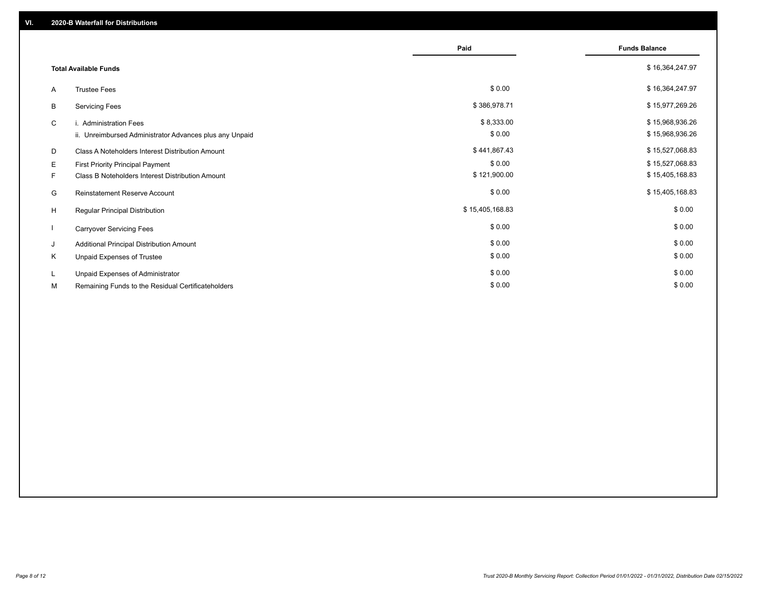## VI. 2020-B Waterfall for Distributions

| | | Paid | Funds Balance |
|---|---|---|---|
| | **Total Available Funds** | | $ 16,364,247.97 |
| A | Trustee Fees | $ 0.00 | $ 16,364,247.97 |
| B | Servicing Fees | $ 386,978.71 | $ 15,977,269.26 |
| C | i. Administration Fees | $ 8,333.00 | $ 15,968,936.26 |
| | ii. Unreimbursed Administrator Advances plus any Unpaid | $ 0.00 | $ 15,968,936.26 |
| D | Class A Noteholders Interest Distribution Amount | $ 441,867.43 | $ 15,527,068.83 |
| E | First Priority Principal Payment | $ 0.00 | $ 15,527,068.83 |
| F | Class B Noteholders Interest Distribution Amount | $ 121,900.00 | $ 15,405,168.83 |
| G | Reinstatement Reserve Account | $ 0.00 | $ 15,405,168.83 |
| H | Regular Principal Distribution | $ 15,405,168.83 | $ 0.00 |
| I | Carryover Servicing Fees | $ 0.00 | $ 0.00 |
| J | Additional Principal Distribution Amount | $ 0.00 | $ 0.00 |
| K | Unpaid Expenses of Trustee | $ 0.00 | $ 0.00 |
| L | Unpaid Expenses of Administrator | $ 0.00 | $ 0.00 |
| M | Remaining Funds to the Residual Certificateholders | $ 0.00 | $ 0.00 |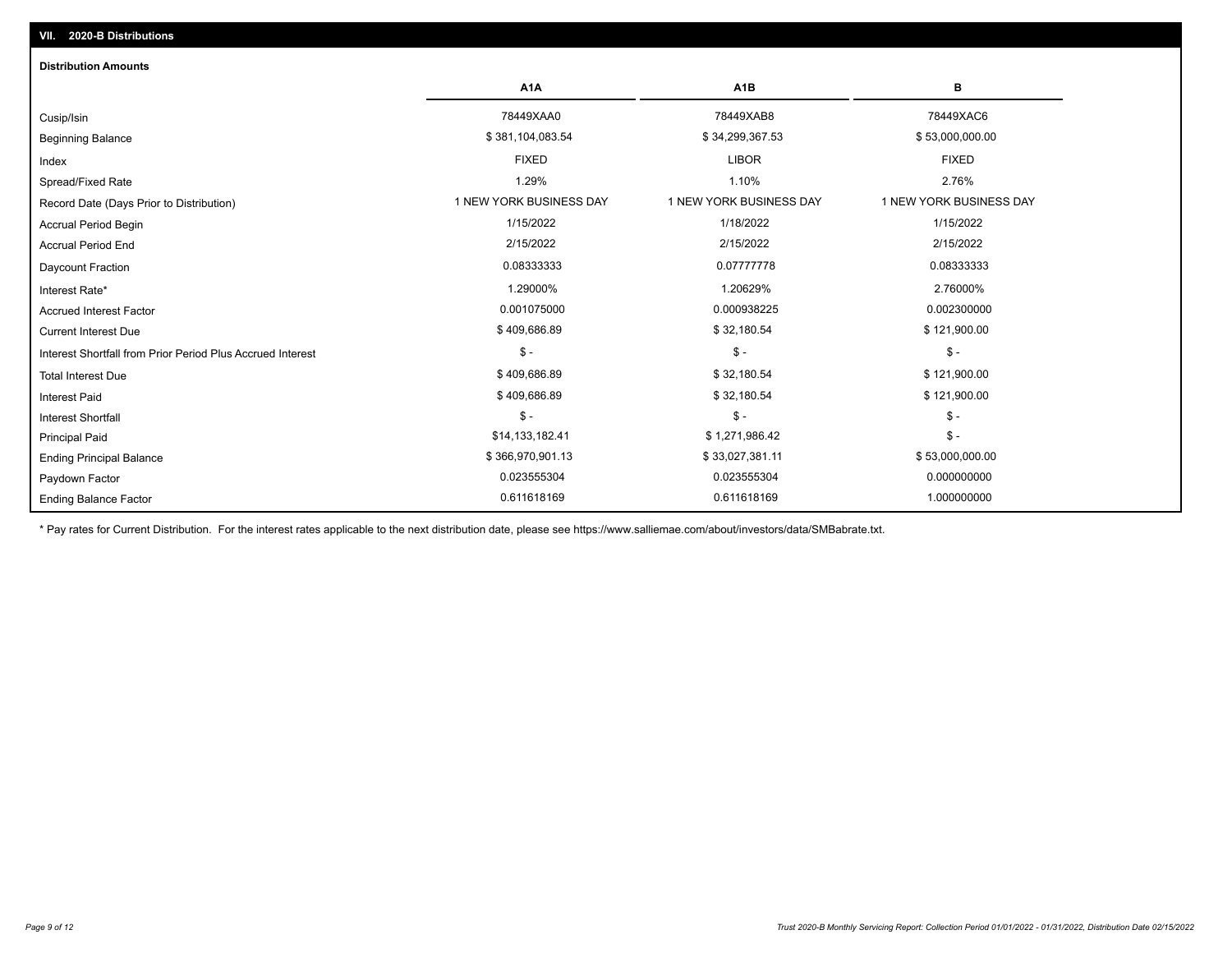## VII. 2020-B Distributions

### Distribution Amounts

| | A1A | A1B | B |
|---|---|---|---|
| Cusip/Isin | 78449XAA0 | 78449XAB8 | 78449XAC6 |
| Beginning Balance | $ 381,104,083.54 | $ 34,299,367.53 | $ 53,000,000.00 |
| Index | FIXED | LIBOR | FIXED |
| Spread/Fixed Rate | 1.29% | 1.10% | 2.76% |
| Record Date (Days Prior to Distribution) | 1 NEW YORK BUSINESS DAY | 1 NEW YORK BUSINESS DAY | 1 NEW YORK BUSINESS DAY |
| Accrual Period Begin | 1/15/2022 | 1/18/2022 | 1/15/2022 |
| Accrual Period End | 2/15/2022 | 2/15/2022 | 2/15/2022 |
| Daycount Fraction | 0.08333333 | 0.07777778 | 0.08333333 |
| Interest Rate* | 1.29000% | 1.20629% | 2.76000% |
| Accrued Interest Factor | 0.001075000 | 0.000938225 | 0.002300000 |
| Current Interest Due | $ 409,686.89 | $ 32,180.54 | $ 121,900.00 |
| Interest Shortfall from Prior Period Plus Accrued Interest | $ - | $ - | $ - |
| Total Interest Due | $ 409,686.89 | $ 32,180.54 | $ 121,900.00 |
| Interest Paid | $ 409,686.89 | $ 32,180.54 | $ 121,900.00 |
| Interest Shortfall | $ - | $ - | $ - |
| Principal Paid | $14,133,182.41 | $ 1,271,986.42 | $ - |
| Ending Principal Balance | $ 366,970,901.13 | $ 33,027,381.11 | $ 53,000,000.00 |
| Paydown Factor | 0.023555304 | 0.023555304 | 0.000000000 |
| Ending Balance Factor | 0.611618169 | 0.611618169 | 1.000000000 |

* Pay rates for Current Distribution. For the interest rates applicable to the next distribution date, please see https://www.salliemae.com/about/investors/data/SMBabrate.txt.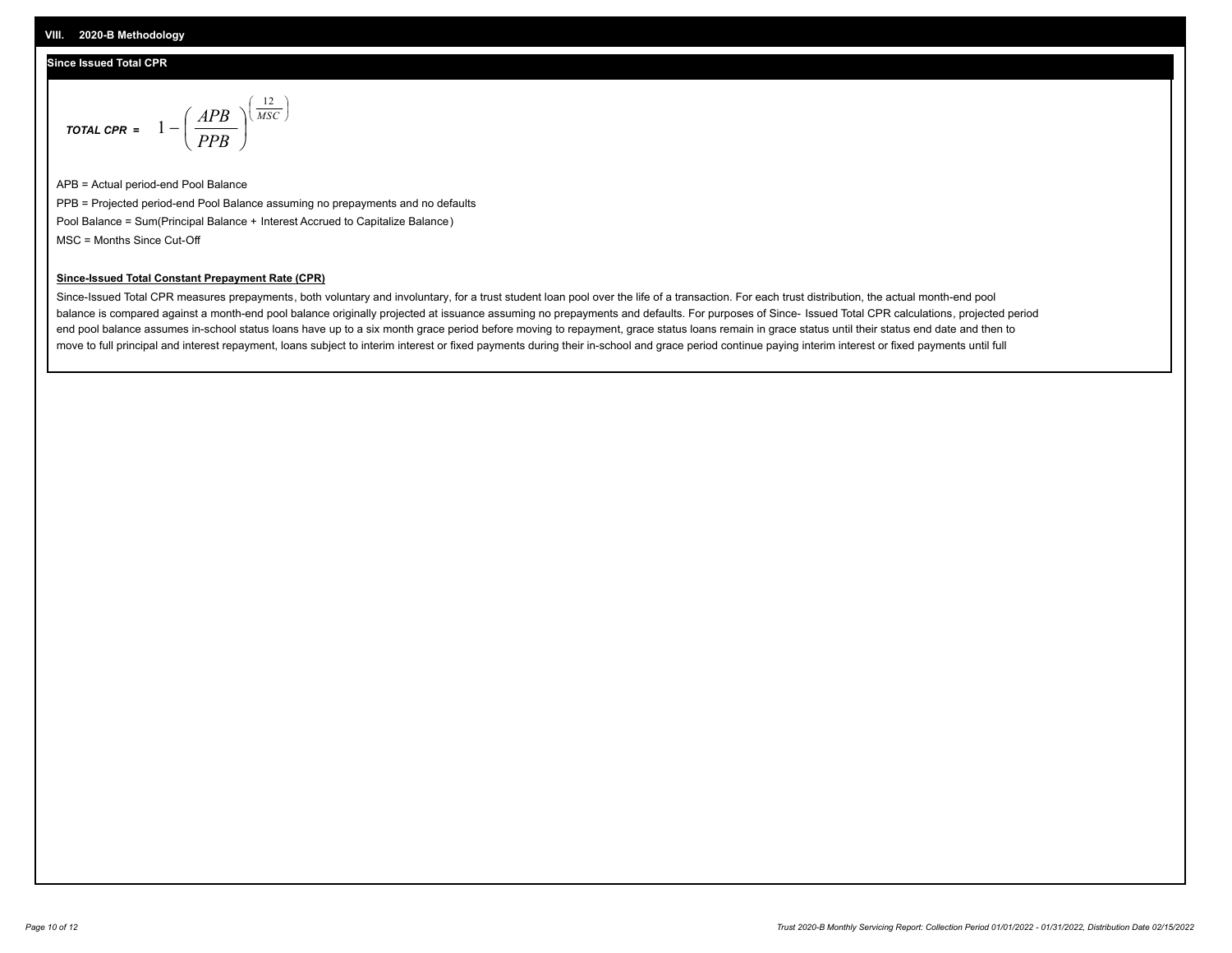## VIII. 2020-B Methodology

### Since Issued Total CPR

$$TOTAL\ CPR = 1 - \left( \frac{APB}{PPB} \right)^{\left( \frac{12}{MSC} \right)}$$

APB = Actual period-end Pool Balance

PPB = Projected period-end Pool Balance assuming no prepayments and no defaults

Pool Balance = Sum(Principal Balance + Interest Accrued to Capitalize Balance)

MSC = Months Since Cut-Off

**Since-Issued Total Constant Prepayment Rate (CPR)**

Since-Issued Total CPR measures prepayments, both voluntary and involuntary, for a trust student loan pool over the life of a transaction. For each trust distribution, the actual month-end pool balance is compared against a month-end pool balance originally projected at issuance assuming no prepayments and defaults. For purposes of Since- Issued Total CPR calculations, projected period end pool balance assumes in-school status loans have up to a six month grace period before moving to repayment, grace status loans remain in grace status until their status end date and then to move to full principal and interest repayment, loans subject to interim interest or fixed payments during their in-school and grace period continue paying interim interest or fixed payments until full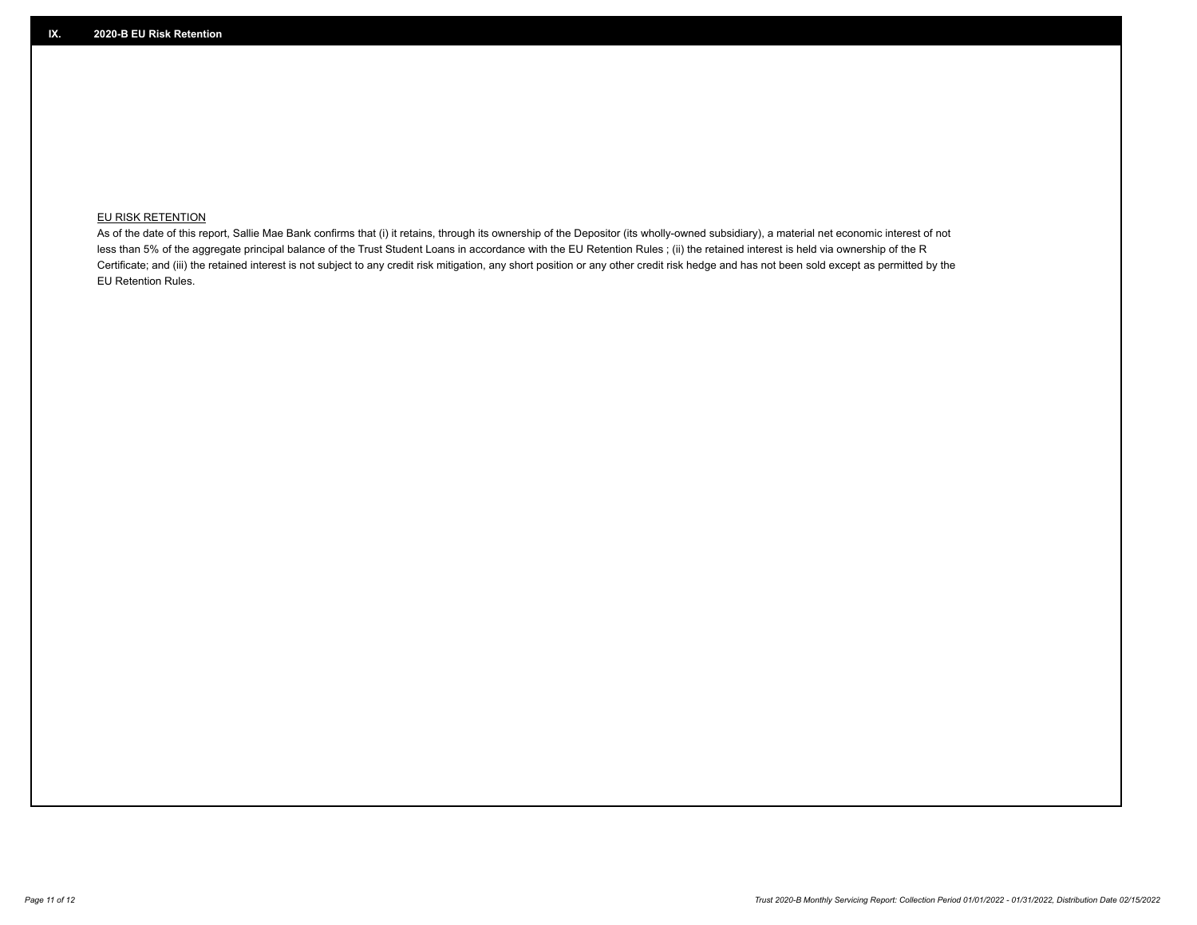## IX. 2020-B EU Risk Retention

EU RISK RETENTION

As of the date of this report, Sallie Mae Bank confirms that (i) it retains, through its ownership of the Depositor (its wholly-owned subsidiary), a material net economic interest of not less than 5% of the aggregate principal balance of the Trust Student Loans in accordance with the EU Retention Rules ; (ii) the retained interest is held via ownership of the R Certificate; and (iii) the retained interest is not subject to any credit risk mitigation, any short position or any other credit risk hedge and has not been sold except as permitted by the EU Retention Rules.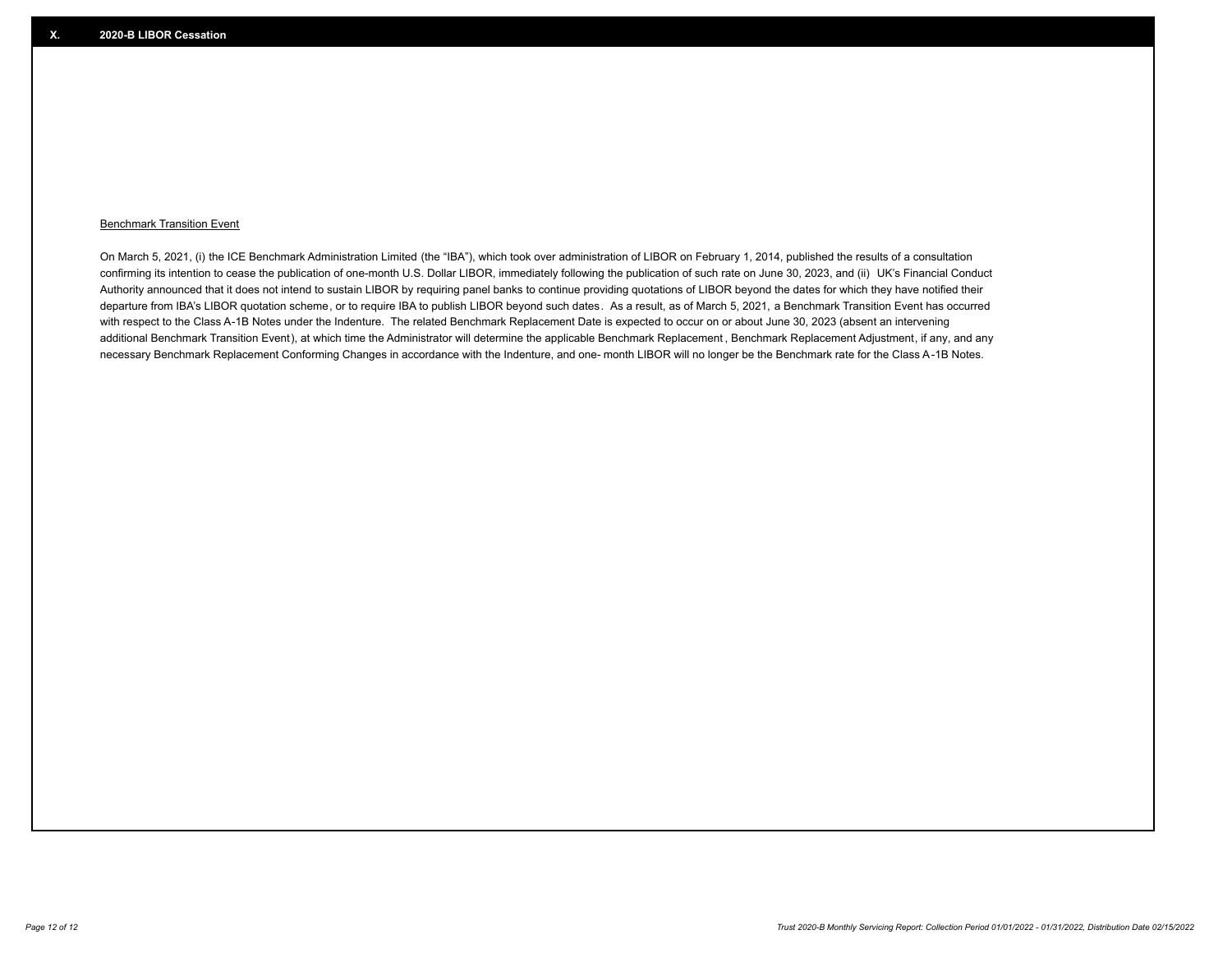# X. 2020-B LIBOR Cessation

<u>Benchmark Transition Event</u>

On March 5, 2021, (i) the ICE Benchmark Administration Limited (the "IBA"), which took over administration of LIBOR on February 1, 2014, published the results of a consultation confirming its intention to cease the publication of one-month U.S. Dollar LIBOR, immediately following the publication of such rate on June 30, 2023, and (ii) UK's Financial Conduct Authority announced that it does not intend to sustain LIBOR by requiring panel banks to continue providing quotations of LIBOR beyond the dates for which they have notified their departure from IBA's LIBOR quotation scheme, or to require IBA to publish LIBOR beyond such dates. As a result, as of March 5, 2021, a Benchmark Transition Event has occurred with respect to the Class A-1B Notes under the Indenture. The related Benchmark Replacement Date is expected to occur on or about June 30, 2023 (absent an intervening additional Benchmark Transition Event), at which time the Administrator will determine the applicable Benchmark Replacement, Benchmark Replacement Adjustment, if any, and any necessary Benchmark Replacement Conforming Changes in accordance with the Indenture, and one- month LIBOR will no longer be the Benchmark rate for the Class A-1B Notes.